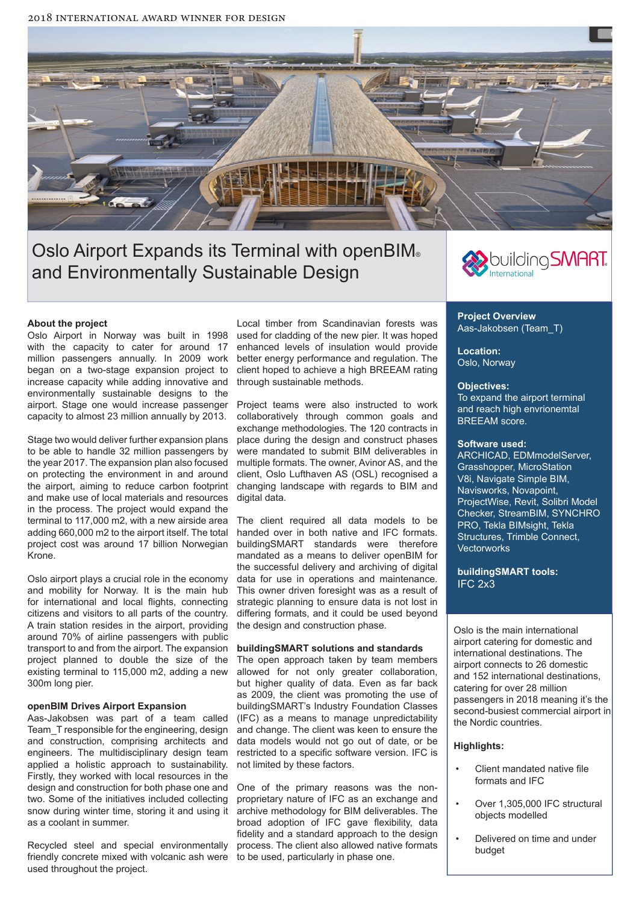2018 INTERNATIONAL AWARD WINNER FOR DESIGN

# Oslo Airport Expands its Terminal with openBIM® and Environmentally Sustainable Design

buildingSMART International

**About the project**
Oslo Airport in Norway was built in 1998 with the capacity to cater for around 17 million passengers annually. In 2009 work began on a two-stage expansion project to increase capacity while adding innovative and environmentally sustainable designs to the airport. Stage one would increase passenger capacity to almost 23 million annually by 2013.

Stage two would deliver further expansion plans to be able to handle 32 million passengers by the year 2017. The expansion plan also focused on protecting the environment in and around the airport, aiming to reduce carbon footprint and make use of local materials and resources in the process. The project would expand the terminal to 117,000 m2, with a new airside area adding 660,000 m2 to the airport itself. The total project cost was around 17 billion Norwegian Krone.

Oslo airport plays a crucial role in the economy and mobility for Norway. It is the main hub for international and local flights, connecting citizens and visitors to all parts of the country. A train station resides in the airport, providing around 70% of airline passengers with public transport to and from the airport. The expansion project planned to double the size of the existing terminal to 115,000 m2, adding a new 300m long pier.

**openBIM Drives Airport Expansion**
Aas-Jakobsen was part of a team called Team_T responsible for the engineering, design and construction, comprising architects and engineers. The multidisciplinary design team applied a holistic approach to sustainability. Firstly, they worked with local resources in the design and construction for both phase one and two. Some of the initiatives included collecting snow during winter time, storing it and using it as a coolant in summer.

Recycled steel and special environmentally friendly concrete mixed with volcanic ash were used throughout the project.

Local timber from Scandinavian forests was used for cladding of the new pier. It was hoped enhanced levels of insulation would provide better energy performance and regulation. The client hoped to achieve a high BREEAM rating through sustainable methods.

Project teams were also instructed to work collaboratively through common goals and exchange methodologies. The 120 contracts in place during the design and construct phases were mandated to submit BIM deliverables in multiple formats. The owner, Avinor AS, and the client, Oslo Lufthaven AS (OSL) recognised a changing landscape with regards to BIM and digital data.

The client required all data models to be handed over in both native and IFC formats. buildingSMART standards were therefore mandated as a means to deliver openBIM for the successful delivery and archiving of digital data for use in operations and maintenance. This owner driven foresight was as a result of strategic planning to ensure data is not lost in differing formats, and it could be used beyond the design and construction phase.

**buildingSMART solutions and standards**
The open approach taken by team members allowed for not only greater collaboration, but higher quality of data. Even as far back as 2009, the client was promoting the use of buildingSMART's Industry Foundation Classes (IFC) as a means to manage unpredictability and change. The client was keen to ensure the data models would not go out of date, or be restricted to a specific software version. IFC is not limited by these factors.

One of the primary reasons was the non-proprietary nature of IFC as an exchange and archive methodology for BIM deliverables. The broad adoption of IFC gave flexibility, data fidelity and a standard approach to the design process. The client also allowed native formats to be used, particularly in phase one.

**Project Overview**
Aas-Jakobsen (Team_T)

**Location:**
Oslo, Norway

**Objectives:**
To expand the airport terminal and reach high envrionemtal BREEAM score.

**Software used:**
ARCHICAD, EDMmodelServer, Grasshopper, MicroStation V8i, Navigate Simple BIM, Navisworks, Novapoint, ProjectWise, Revit, Solibri Model Checker, StreamBIM, SYNCHRO PRO, Tekla BIMsight, Tekla Structures, Trimble Connect, Vectorworks

**buildingSMART tools:**
IFC 2x3

Oslo is the main international airport catering for domestic and international destinations. The airport connects to 26 domestic and 152 international destinations, catering for over 28 million passengers in 2018 meaning it's the second-busiest commercial airport in the Nordic countries.

**Highlights:**

- Client mandated native file formats and IFC
- Over 1,305,000 IFC structural objects modelled
- Delivered on time and under budget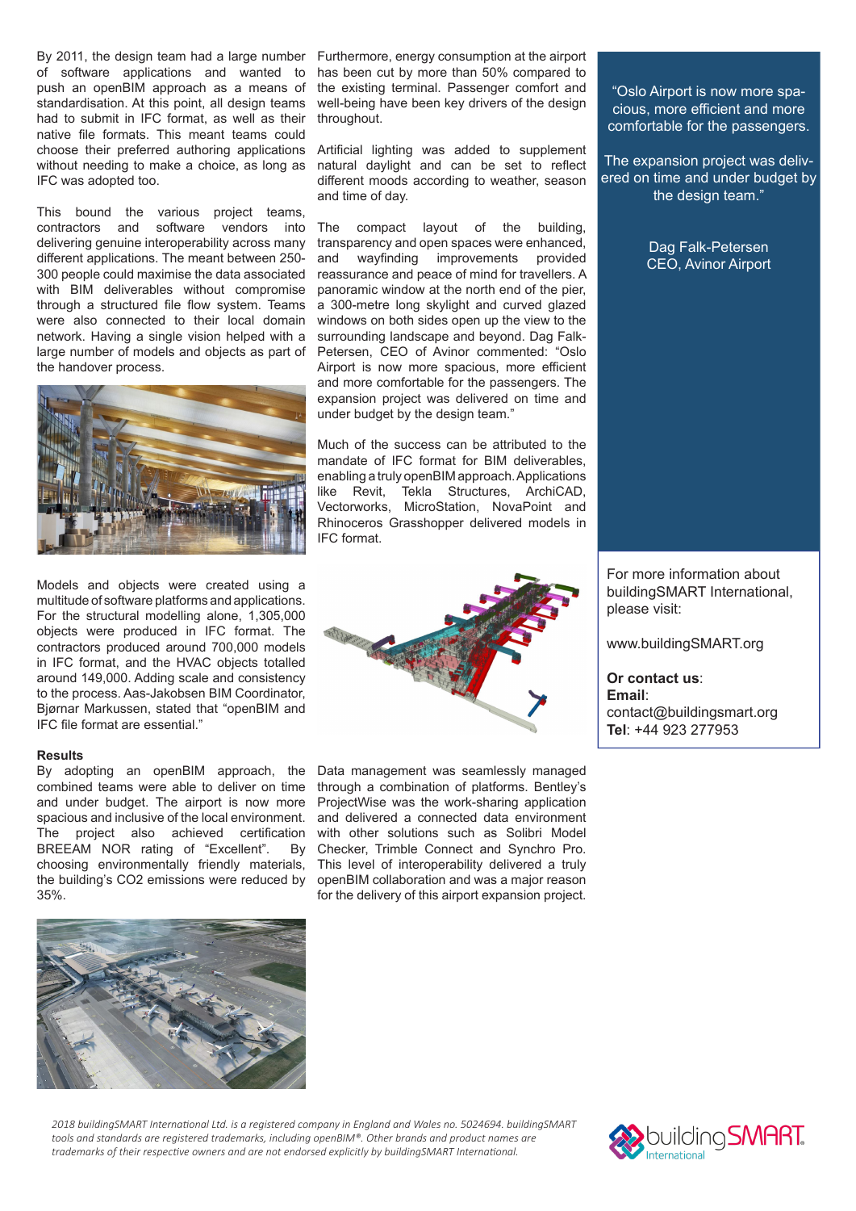By 2011, the design team had a large number of software applications and wanted to push an openBIM approach as a means of standardisation. At this point, all design teams had to submit in IFC format, as well as their native file formats. This meant teams could choose their preferred authoring applications without needing to make a choice, as long as IFC was adopted too.

This bound the various project teams, contractors and software vendors into delivering genuine interoperability across many different applications. The meant between 250-300 people could maximise the data associated with BIM deliverables without compromise through a structured file flow system. Teams were also connected to their local domain network. Having a single vision helped with a large number of models and objects as part of the handover process.

Models and objects were created using a multitude of software platforms and applications. For the structural modelling alone, 1,305,000 objects were produced in IFC format. The contractors produced around 700,000 models in IFC format, and the HVAC objects totalled around 149,000. Adding scale and consistency to the process. Aas-Jakobsen BIM Coordinator, Bjørnar Markussen, stated that "openBIM and IFC file format are essential."

Furthermore, energy consumption at the airport has been cut by more than 50% compared to the existing terminal. Passenger comfort and well-being have been key drivers of the design throughout.

Artificial lighting was added to supplement natural daylight and can be set to reflect different moods according to weather, season and time of day.

The compact layout of the building, transparency and open spaces were enhanced, and wayfinding improvements provided reassurance and peace of mind for travellers. A panoramic window at the north end of the pier, a 300-metre long skylight and curved glazed windows on both sides open up the view to the surrounding landscape and beyond. Dag Falk-Petersen, CEO of Avinor commented: "Oslo Airport is now more spacious, more efficient and more comfortable for the passengers. The expansion project was delivered on time and under budget by the design team."

Much of the success can be attributed to the mandate of IFC format for BIM deliverables, enabling a truly openBIM approach. Applications like Revit, Tekla Structures, ArchiCAD, Vectorworks, MicroStation, NovaPoint and Rhinoceros Grasshopper delivered models in IFC format.

## Results

By adopting an openBIM approach, the combined teams were able to deliver on time and under budget. The airport is now more spacious and inclusive of the local environment. The project also achieved certification BREEAM NOR rating of "Excellent". By choosing environmentally friendly materials, the building's $CO_2$ emissions were reduced by 35%.

Data management was seamlessly managed through a combination of platforms. Bentley's ProjectWise was the work-sharing application and delivered a connected data environment with other solutions such as Solibri Model Checker, Trimble Connect and Synchro Pro. This level of interoperability delivered a truly openBIM collaboration and was a major reason for the delivery of this airport expansion project.

"Oslo Airport is now more spacious, more efficient and more comfortable for the passengers.

The expansion project was delivered on time and under budget by the design team."

Dag Falk-Petersen
CEO, Avinor Airport

For more information about buildingSMART International, please visit:

www.buildingSMART.org

**Or contact us**:
**Email**:
contact@buildingsmart.org
**Tel**: +44 923 277953

*2018 buildingSMART International Ltd. is a registered company in England and Wales no. 5024694. buildingSMART tools and standards are registered trademarks, including openBIM®. Other brands and product names are trademarks of their respective owners and are not endorsed explicitly by buildingSMART International.*